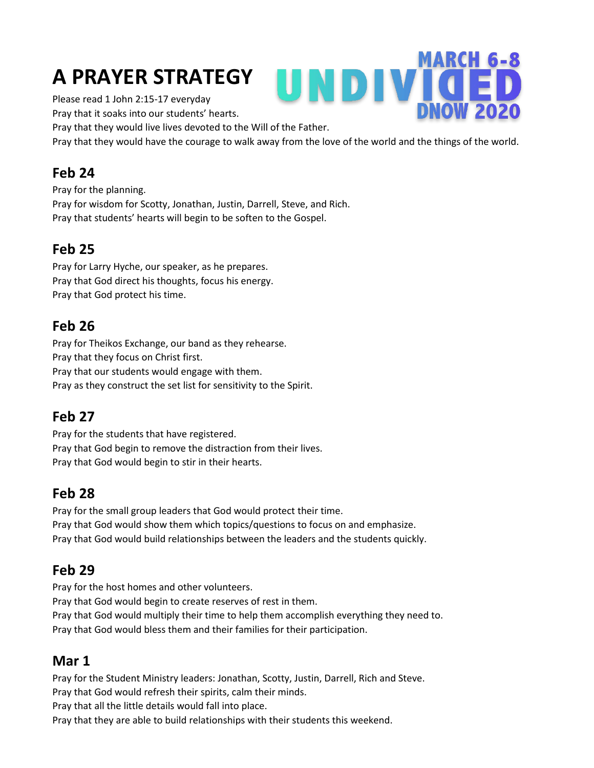# A PRAYER STRATEGY

MARCH 6-8
UNDIVIDED
DNOW 2020

Please read 1 John 2:15-17 everyday
Pray that it soaks into our students' hearts.
Pray that they would live lives devoted to the Will of the Father.
Pray that they would have the courage to walk away from the love of the world and the things of the world.

## Feb 24

Pray for the planning.
Pray for wisdom for Scotty, Jonathan, Justin, Darrell, Steve, and Rich.
Pray that students' hearts will begin to be soften to the Gospel.

## Feb 25

Pray for Larry Hyche, our speaker, as he prepares.
Pray that God direct his thoughts, focus his energy.
Pray that God protect his time.

## Feb 26

Pray for Theikos Exchange, our band as they rehearse.
Pray that they focus on Christ first.
Pray that our students would engage with them.
Pray as they construct the set list for sensitivity to the Spirit.

## Feb 27

Pray for the students that have registered.
Pray that God begin to remove the distraction from their lives.
Pray that God would begin to stir in their hearts.

## Feb 28

Pray for the small group leaders that God would protect their time.
Pray that God would show them which topics/questions to focus on and emphasize.
Pray that God would build relationships between the leaders and the students quickly.

## Feb 29

Pray for the host homes and other volunteers.
Pray that God would begin to create reserves of rest in them.
Pray that God would multiply their time to help them accomplish everything they need to.
Pray that God would bless them and their families for their participation.

## Mar 1

Pray for the Student Ministry leaders: Jonathan, Scotty, Justin, Darrell, Rich and Steve.
Pray that God would refresh their spirits, calm their minds.
Pray that all the little details would fall into place.
Pray that they are able to build relationships with their students this weekend.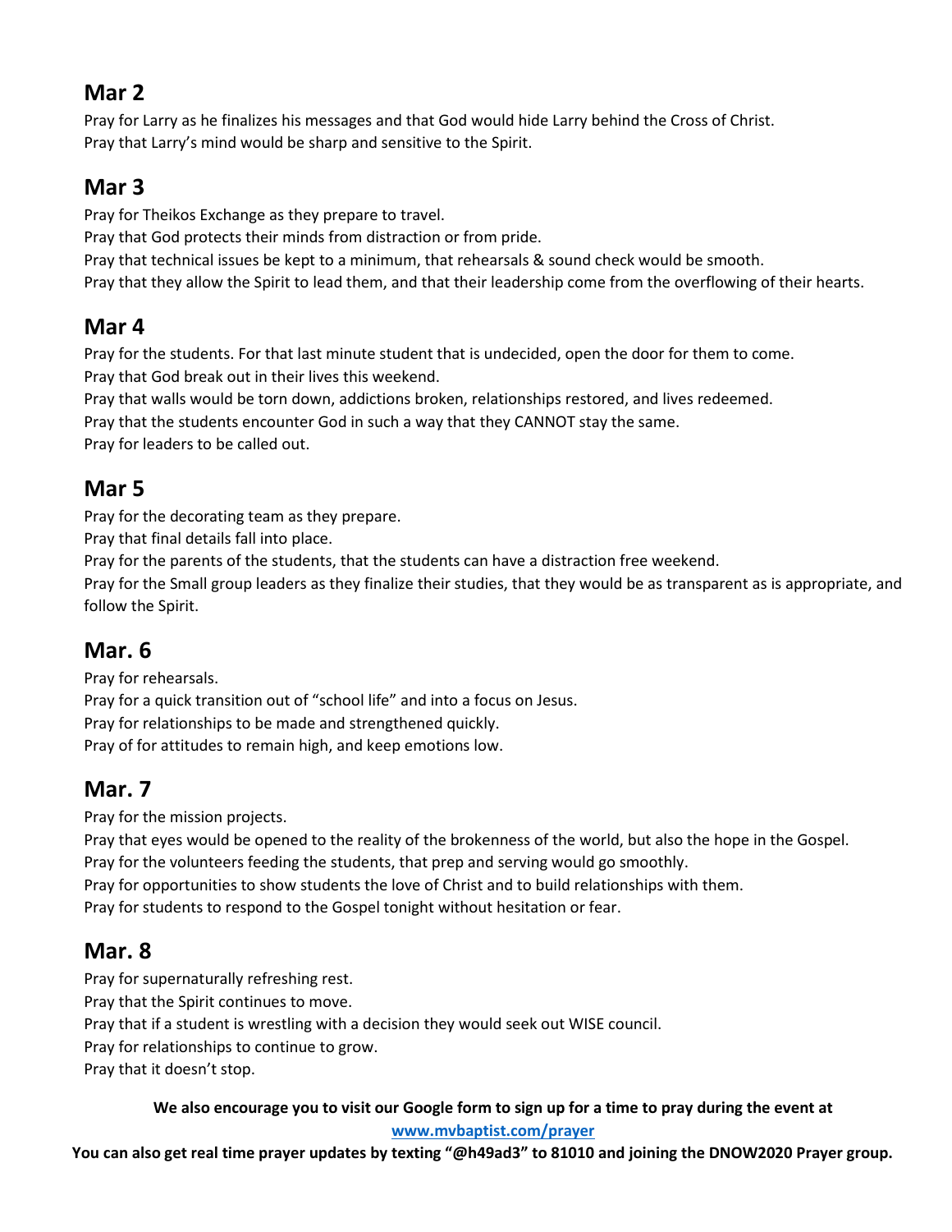## Mar 2

Pray for Larry as he finalizes his messages and that God would hide Larry behind the Cross of Christ.
Pray that Larry's mind would be sharp and sensitive to the Spirit.

## Mar 3

Pray for Theikos Exchange as they prepare to travel.
Pray that God protects their minds from distraction or from pride.
Pray that technical issues be kept to a minimum, that rehearsals & sound check would be smooth.
Pray that they allow the Spirit to lead them, and that their leadership come from the overflowing of their hearts.

## Mar 4

Pray for the students. For that last minute student that is undecided, open the door for them to come.
Pray that God break out in their lives this weekend.
Pray that walls would be torn down, addictions broken, relationships restored, and lives redeemed.
Pray that the students encounter God in such a way that they CANNOT stay the same.
Pray for leaders to be called out.

## Mar 5

Pray for the decorating team as they prepare.
Pray that final details fall into place.
Pray for the parents of the students, that the students can have a distraction free weekend.
Pray for the Small group leaders as they finalize their studies, that they would be as transparent as is appropriate, and follow the Spirit.

## Mar. 6

Pray for rehearsals.
Pray for a quick transition out of "school life" and into a focus on Jesus.
Pray for relationships to be made and strengthened quickly.
Pray of for attitudes to remain high, and keep emotions low.

## Mar. 7

Pray for the mission projects.
Pray that eyes would be opened to the reality of the brokenness of the world, but also the hope in the Gospel.
Pray for the volunteers feeding the students, that prep and serving would go smoothly.
Pray for opportunities to show students the love of Christ and to build relationships with them.
Pray for students to respond to the Gospel tonight without hesitation or fear.

## Mar. 8

Pray for supernaturally refreshing rest.
Pray that the Spirit continues to move.
Pray that if a student is wrestling with a decision they would seek out WISE council.
Pray for relationships to continue to grow.
Pray that it doesn't stop.

**We also encourage you to visit our Google form to sign up for a time to pray during the event at [www.mvbaptist.com/prayer](http://www.mvbaptist.com/prayer)**

**You can also get real time prayer updates by texting "@h49ad3" to 81010 and joining the DNOW2020 Prayer group.**